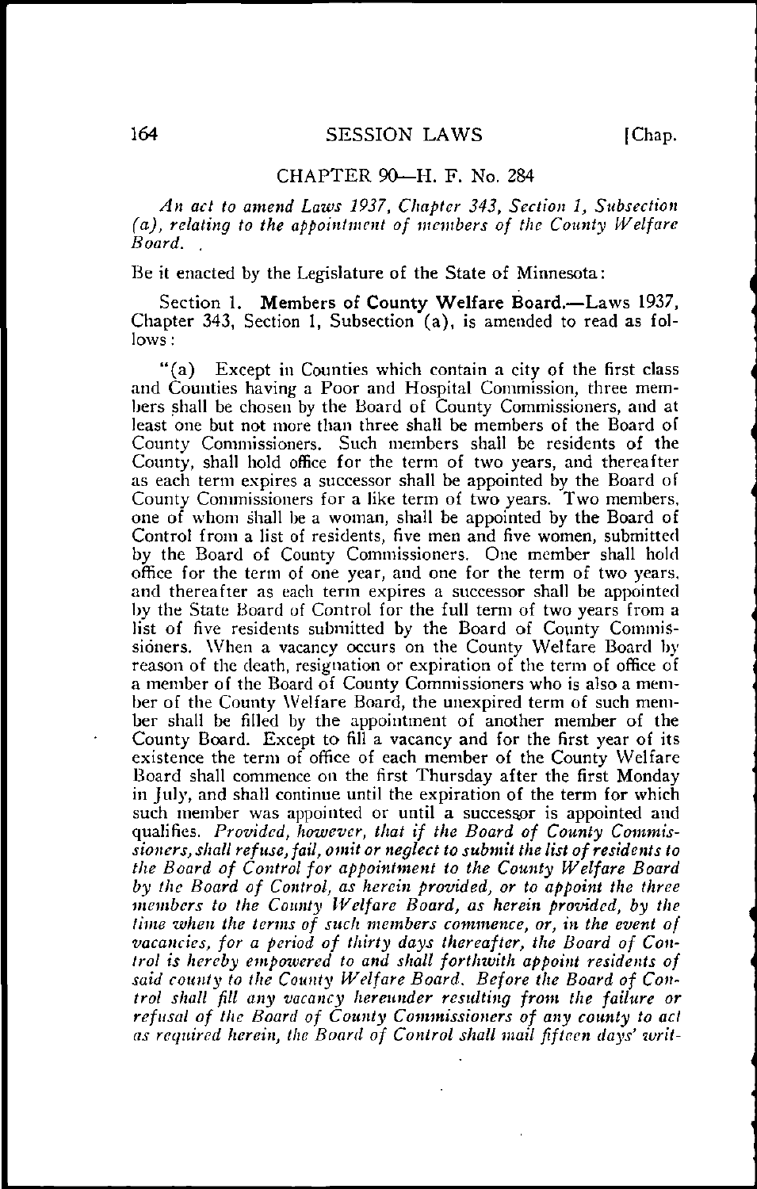## CHAPTER 90—H. F. No. 284

*An act to amend Laws 1937, Chapter 343, Section 1, Subsection (a), relating to the appointment of members of the County Welfare Board.*

Be it enacted by the Legislature of the State of Minnesota:

Section 1. **Members of County Welfare Board.**—Laws 1937, Chapter 343, Section 1, Subsection (a), is amended to read as follows:

"(a) Except in Counties which contain a city of the first class and Counties having a Poor and Hospital Commission, three members shall be chosen by the Board of County Commissioners, and at least one but not more than three shall be members of the Board of County Commissioners. Such members shall be residents of the County, shall hold office for the term of two years, and thereafter as each term expires a successor shall be appointed by the Board of County Commissioners for a like term of two years. Two members, one of whom shall be a woman, shall be appointed by the Board of Control from a list of residents, five men and five women, submitted by the Board of County Commissioners. One member shall hold office for the term of one year, and one for the term of two years, and thereafter as each term expires a successor shall be appointed by the State Board of Control for the full term of two years from a list of five residents submitted by the Board of County Commissioners. When a vacancy occurs on the County Welfare Board by reason of the death, resignation or expiration of the term of office of a member of the Board of County Commissioners who is also a member of the County Welfare Board, the unexpired term of such member shall be filled by the appointment of another member of the County Board. Except to fill a vacancy and for the first year of its existence the term of office of each member of the County Welfare Board shall commence on the first Thursday after the first Monday in July, and shall continue until the expiration of the term for which such member was appointed or until a successor is appointed and qualifies. *Provided, however, that if the Board of County Commissioners, shall refuse, fail, omit or neglect to submit the list of residents to the Board of Control for appointment to the County Welfare Board by the Board of Control, as herein provided, or to appoint the three members to the County Welfare Board, as herein provided, by the time when the terms of such members commence, or, in the event of vacancies, for a period of thirty days thereafter, the Board of Control is hereby empowered to and shall forthwith appoint residents of said county to the County Welfare Board. Before the Board of Control shall fill any vacancy hereunder resulting from the failure or refusal of the Board of County Commissioners of any county to act as required herein, the Board of Control shall mail fifteen days' writ-*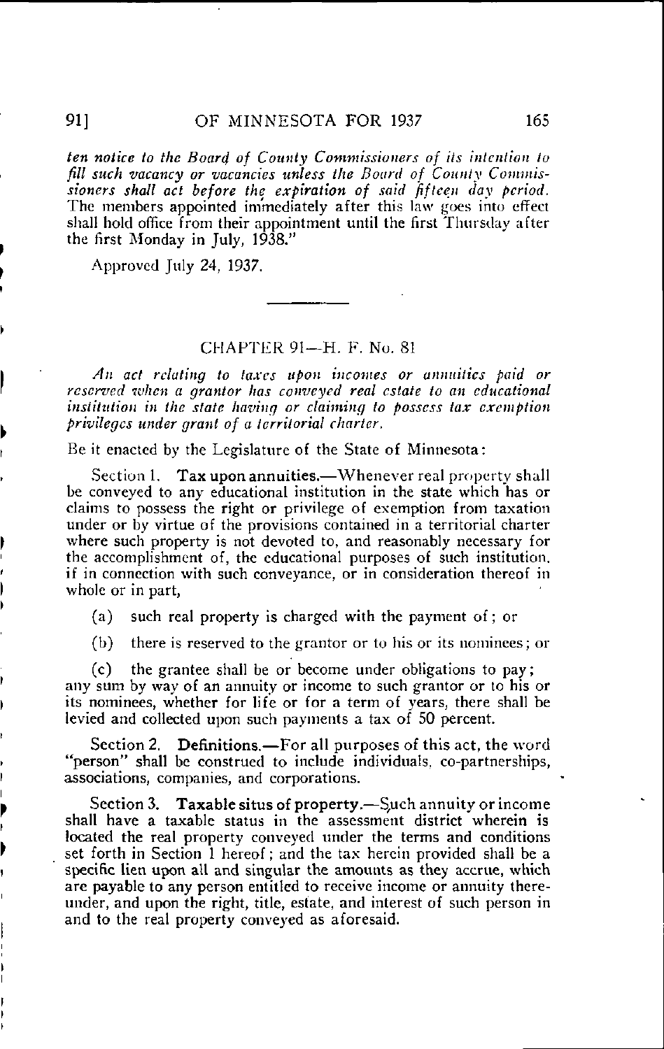*ten notice to the Board of County Commissioners of its intention to fill such vacancy or vacancies unless the Board of County Commissioners shall act before the expiration of said fifteen day period.* The members appointed immediately after this law goes into effect shall hold office from their appointment until the first Thursday after the first Monday in July, 1938."

Approved July 24, 1937.

---

## CHAPTER 91—H. F. No. 81

*An act relating to taxes upon incomes or annuities paid or reserved when a grantor has conveyed real estate to an educational institution in the state having or claiming to possess tax exemption privileges under grant of a territorial charter.*

Be it enacted by the Legislature of the State of Minnesota:

Section 1. **Tax upon annuities.**—Whenever real property shall be conveyed to any educational institution in the state which has or claims to possess the right or privilege of exemption from taxation under or by virtue of the provisions contained in a territorial charter where such property is not devoted to, and reasonably necessary for the accomplishment of, the educational purposes of such institution, if in connection with such conveyance, or in consideration thereof in whole or in part,

(a) such real property is charged with the payment of; or

(b) there is reserved to the grantor or to his or its nominees; or

(c) the grantee shall be or become under obligations to pay; any sum by way of an annuity or income to such grantor or to his or its nominees, whether for life or for a term of years, there shall be levied and collected upon such payments a tax of 50 percent.

Section 2. **Definitions.**—For all purposes of this act, the word "person" shall be construed to include individuals, co-partnerships, associations, companies, and corporations.

Section 3. **Taxable situs of property.**—Such annuity or income shall have a taxable status in the assessment district wherein is located the real property conveyed under the terms and conditions set forth in Section 1 hereof; and the tax herein provided shall be a specific lien upon all and singular the amounts as they accrue, which are payable to any person entitled to receive income or annuity thereunder, and upon the right, title, estate, and interest of such person in and to the real property conveyed as aforesaid.